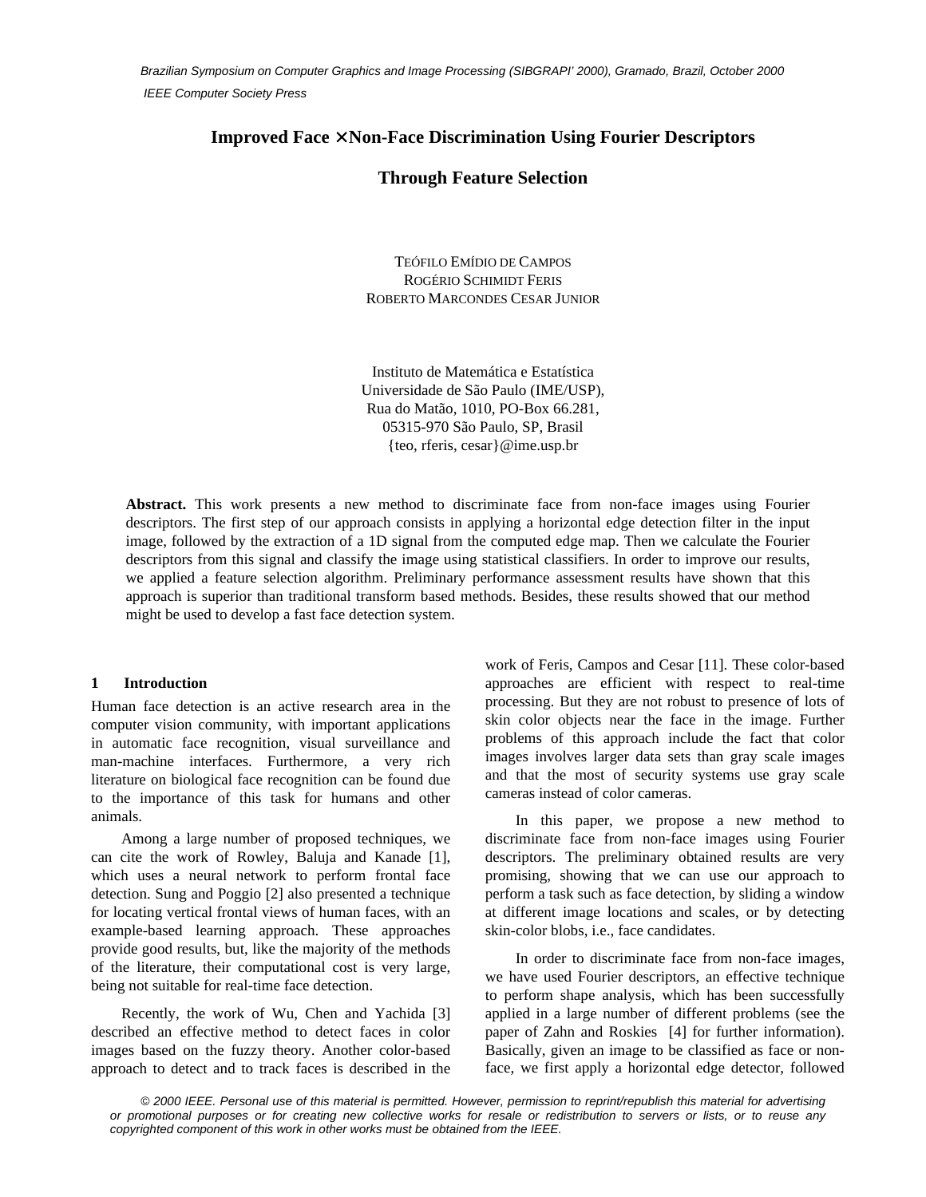Brazilian Symposium on Computer Graphics and Image Processing (SIBGRAPI' 2000), Gramado, Brazil, October 2000

IEEE Computer Society Press

# Improved Face × Non-Face Discrimination Using Fourier Descriptors Through Feature Selection

TEÓFILO EMÍDIO DE CAMPOS
ROGÉRIO SCHIMIDT FERIS
ROBERTO MARCONDES CESAR JUNIOR

Instituto de Matemática e Estatística
Universidade de São Paulo (IME/USP),
Rua do Matão, 1010, PO-Box 66.281,
05315-970 São Paulo, SP, Brasil
{teo, rferis, cesar}@ime.usp.br

**Abstract.** This work presents a new method to discriminate face from non-face images using Fourier descriptors. The first step of our approach consists in applying a horizontal edge detection filter in the input image, followed by the extraction of a 1D signal from the computed edge map. Then we calculate the Fourier descriptors from this signal and classify the image using statistical classifiers. In order to improve our results, we applied a feature selection algorithm. Preliminary performance assessment results have shown that this approach is superior than traditional transform based methods. Besides, these results showed that our method might be used to develop a fast face detection system.

## 1 Introduction

Human face detection is an active research area in the computer vision community, with important applications in automatic face recognition, visual surveillance and man-machine interfaces. Furthermore, a very rich literature on biological face recognition can be found due to the importance of this task for humans and other animals.

Among a large number of proposed techniques, we can cite the work of Rowley, Baluja and Kanade [1], which uses a neural network to perform frontal face detection. Sung and Poggio [2] also presented a technique for locating vertical frontal views of human faces, with an example-based learning approach. These approaches provide good results, but, like the majority of the methods of the literature, their computational cost is very large, being not suitable for real-time face detection.

Recently, the work of Wu, Chen and Yachida [3] described an effective method to detect faces in color images based on the fuzzy theory. Another color-based approach to detect and to track faces is described in the work of Feris, Campos and Cesar [11]. These color-based approaches are efficient with respect to real-time processing. But they are not robust to presence of lots of skin color objects near the face in the image. Further problems of this approach include the fact that color images involves larger data sets than gray scale images and that the most of security systems use gray scale cameras instead of color cameras.

In this paper, we propose a new method to discriminate face from non-face images using Fourier descriptors. The preliminary obtained results are very promising, showing that we can use our approach to perform a task such as face detection, by sliding a window at different image locations and scales, or by detecting skin-color blobs, i.e., face candidates.

In order to discriminate face from non-face images, we have used Fourier descriptors, an effective technique to perform shape analysis, which has been successfully applied in a large number of different problems (see the paper of Zahn and Roskies [4] for further information). Basically, given an image to be classified as face or non-face, we first apply a horizontal edge detector, followed

© 2000 IEEE. Personal use of this material is permitted. However, permission to reprint/republish this material for advertising or promotional purposes or for creating new collective works for resale or redistribution to servers or lists, or to reuse any copyrighted component of this work in other works must be obtained from the IEEE.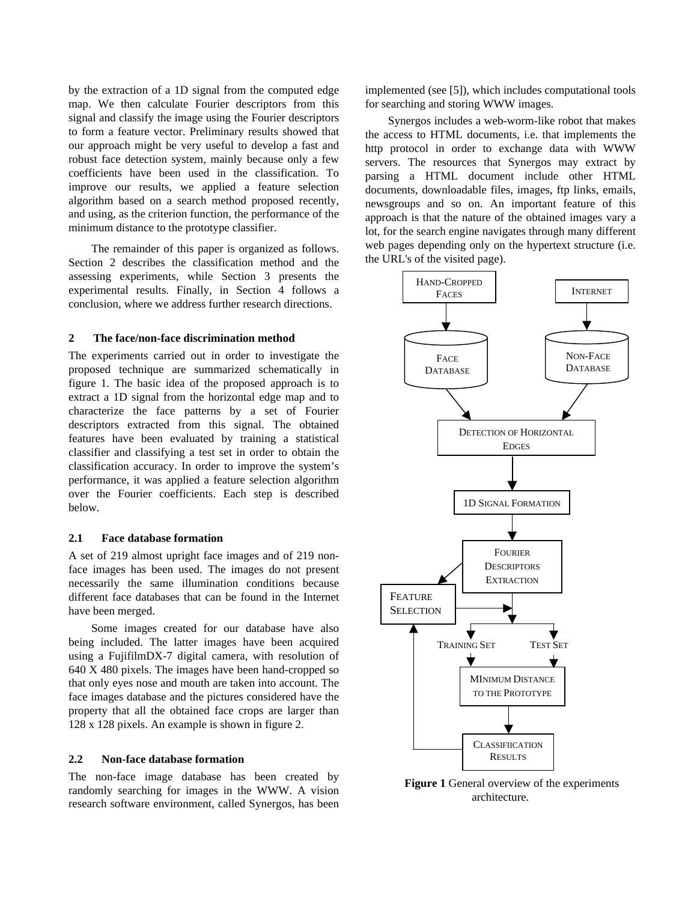by the extraction of a 1D signal from the computed edge map. We then calculate Fourier descriptors from this signal and classify the image using the Fourier descriptors to form a feature vector. Preliminary results showed that our approach might be very useful to develop a fast and robust face detection system, mainly because only a few coefficients have been used in the classification. To improve our results, we applied a feature selection algorithm based on a search method proposed recently, and using, as the criterion function, the performance of the minimum distance to the prototype classifier.

The remainder of this paper is organized as follows. Section 2 describes the classification method and the assessing experiments, while Section 3 presents the experimental results. Finally, in Section 4 follows a conclusion, where we address further research directions.

## 2 The face/non-face discrimination method

The experiments carried out in order to investigate the proposed technique are summarized schematically in figure 1. The basic idea of the proposed approach is to extract a 1D signal from the horizontal edge map and to characterize the face patterns by a set of Fourier descriptors extracted from this signal. The obtained features have been evaluated by training a statistical classifier and classifying a test set in order to obtain the classification accuracy. In order to improve the system's performance, it was applied a feature selection algorithm over the Fourier coefficients. Each step is described below.

### 2.1 Face database formation

A set of 219 almost upright face images and of 219 non-face images has been used. The images do not present necessarily the same illumination conditions because different face databases that can be found in the Internet have been merged.

Some images created for our database have also being included. The latter images have been acquired using a FujifilmDX-7 digital camera, with resolution of 640 X 480 pixels. The images have been hand-cropped so that only eyes nose and mouth are taken into account. The face images database and the pictures considered have the property that all the obtained face crops are larger than 128 x 128 pixels. An example is shown in figure 2.

### 2.2 Non-face database formation

The non-face image database has been created by randomly searching for images in the WWW. A vision research software environment, called Synergos, has been implemented (see [5]), which includes computational tools for searching and storing WWW images.

Synergos includes a web-worm-like robot that makes the access to HTML documents, i.e. that implements the http protocol in order to exchange data with WWW servers. The resources that Synergos may extract by parsing a HTML document include other HTML documents, downloadable files, images, ftp links, emails, newsgroups and so on. An important feature of this approach is that the nature of the obtained images vary a lot, for the search engine navigates through many different web pages depending only on the hypertext structure (i.e. the URL's of the visited page).

HAND-CROPPED FACES → FACE DATABASE; INTERNET → NON-FACE DATABASE; → DETECTION OF HORIZONTAL EDGES → 1D SIGNAL FORMATION → FOURIER DESCRIPTORS EXTRACTION → FEATURE SELECTION → TRAINING SET / TEST SET → MINIMUM DISTANCE TO THE PROTOTYPE → CLASSIFIICATION RESULTS

**Figure 1** General overview of the experiments architecture.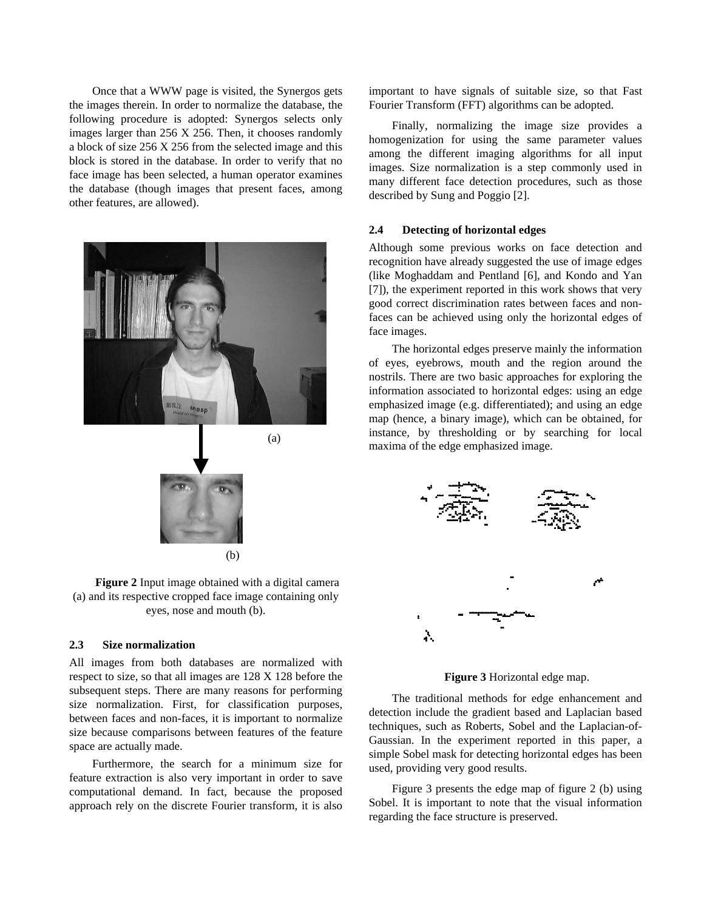Once that a WWW page is visited, the Synergos gets the images therein. In order to normalize the database, the following procedure is adopted: Synergos selects only images larger than 256 X 256. Then, it chooses randomly a block of size 256 X 256 from the selected image and this block is stored in the database. In order to verify that no face image has been selected, a human operator examines the database (though images that present faces, among other features, are allowed).

(a)

(b)

**Figure 2** Input image obtained with a digital camera (a) and its respective cropped face image containing only eyes, nose and mouth (b).

### 2.3 Size normalization

All images from both databases are normalized with respect to size, so that all images are 128 X 128 before the subsequent steps. There are many reasons for performing size normalization. First, for classification purposes, between faces and non-faces, it is important to normalize size because comparisons between features of the feature space are actually made.

Furthermore, the search for a minimum size for feature extraction is also very important in order to save computational demand. In fact, because the proposed approach rely on the discrete Fourier transform, it is also important to have signals of suitable size, so that Fast Fourier Transform (FFT) algorithms can be adopted.

Finally, normalizing the image size provides a homogenization for using the same parameter values among the different imaging algorithms for all input images. Size normalization is a step commonly used in many different face detection procedures, such as those described by Sung and Poggio [2].

### 2.4 Detecting of horizontal edges

Although some previous works on face detection and recognition have already suggested the use of image edges (like Moghaddam and Pentland [6], and Kondo and Yan [7]), the experiment reported in this work shows that very good correct discrimination rates between faces and non-faces can be achieved using only the horizontal edges of face images.

The horizontal edges preserve mainly the information of eyes, eyebrows, mouth and the region around the nostrils. There are two basic approaches for exploring the information associated to horizontal edges: using an edge emphasized image (e.g. differentiated); and using an edge map (hence, a binary image), which can be obtained, for instance, by thresholding or by searching for local maxima of the edge emphasized image.

**Figure 3** Horizontal edge map.

The traditional methods for edge enhancement and detection include the gradient based and Laplacian based techniques, such as Roberts, Sobel and the Laplacian-of-Gaussian. In the experiment reported in this paper, a simple Sobel mask for detecting horizontal edges has been used, providing very good results.

Figure 3 presents the edge map of figure 2 (b) using Sobel. It is important to note that the visual information regarding the face structure is preserved.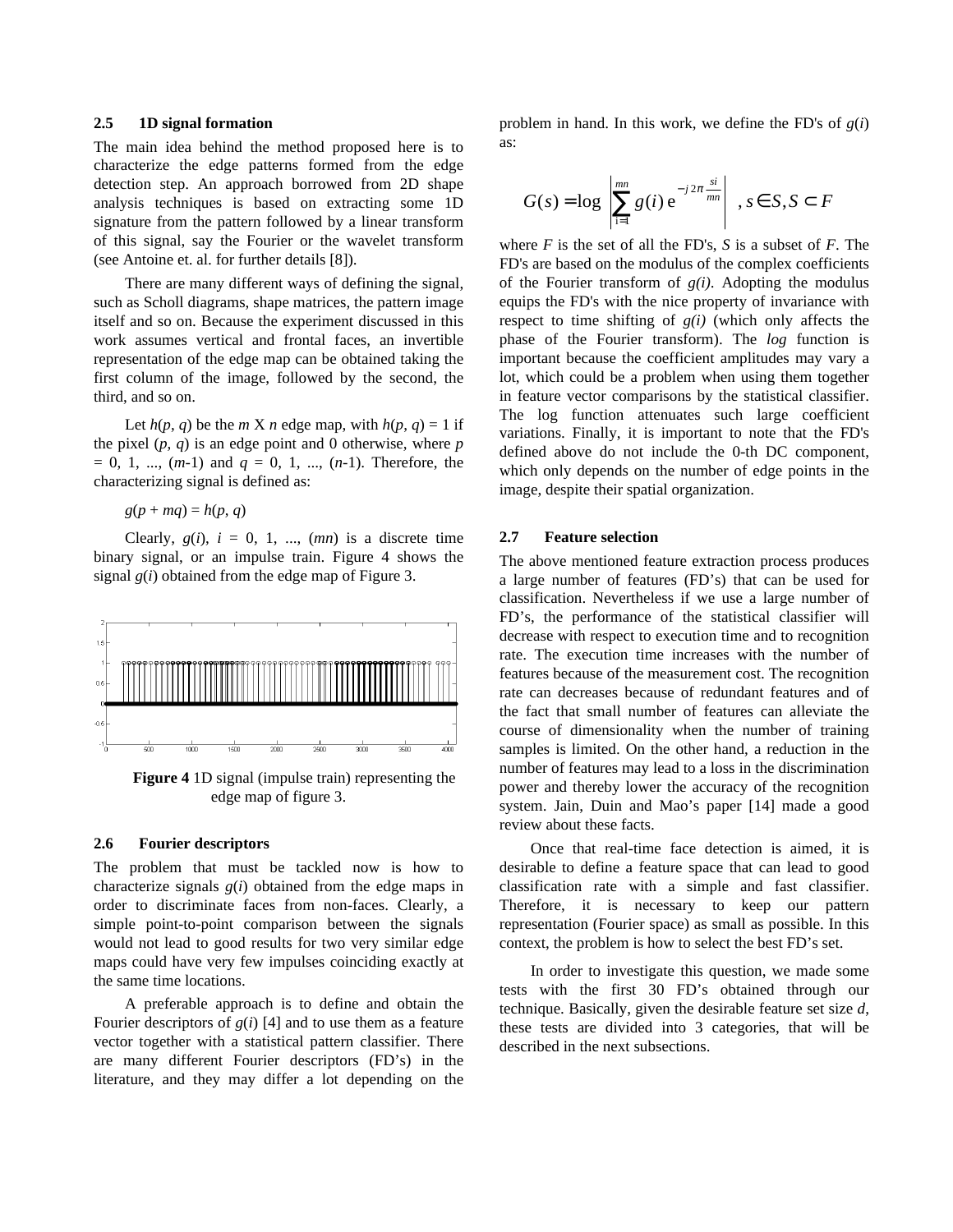### 2.5 1D signal formation

The main idea behind the method proposed here is to characterize the edge patterns formed from the edge detection step. An approach borrowed from 2D shape analysis techniques is based on extracting some 1D signature from the pattern followed by a linear transform of this signal, say the Fourier or the wavelet transform (see Antoine et. al. for further details [8]).

There are many different ways of defining the signal, such as Scholl diagrams, shape matrices, the pattern image itself and so on. Because the experiment discussed in this work assumes vertical and frontal faces, an invertible representation of the edge map can be obtained taking the first column of the image, followed by the second, the third, and so on.

Let $h(p, q)$ be the $m$ X $n$ edge map, with $h(p, q) = 1$ if the pixel $(p, q)$ is an edge point and 0 otherwise, where $p = 0, 1, ..., (m\text{-}1)$ and $q = 0, 1, ..., (n\text{-}1)$. Therefore, the characterizing signal is defined as:

$$g(p + mq) = h(p, q)$$

Clearly, $g(i)$, $i = 0, 1, ..., (mn)$ is a discrete time binary signal, or an impulse train. Figure 4 shows the signal $g(i)$ obtained from the edge map of Figure 3.

2
1.5
1
0.5
0
-0.5
-1
0 500 1000 1500 2000 2500 3000 3500 4000

**Figure 4** 1D signal (impulse train) representing the edge map of figure 3.

### 2.6 Fourier descriptors

The problem that must be tackled now is how to characterize signals $g(i)$ obtained from the edge maps in order to discriminate faces from non-faces. Clearly, a simple point-to-point comparison between the signals would not lead to good results for two very similar edge maps could have very few impulses coinciding exactly at the same time locations.

A preferable approach is to define and obtain the Fourier descriptors of $g(i)$ [4] and to use them as a feature vector together with a statistical pattern classifier. There are many different Fourier descriptors (FD's) in the literature, and they may differ a lot depending on the problem in hand. In this work, we define the FD's of $g(i)$ as:

$$G(s) = \log \left| \sum_{i=1}^{mn} g(i)\, e^{-j2\pi \frac{si}{mn}} \right| \quad , s \in S, S \subset F$$

where $F$ is the set of all the FD's, $S$ is a subset of $F$. The FD's are based on the modulus of the complex coefficients of the Fourier transform of $g(i)$. Adopting the modulus equips the FD's with the nice property of invariance with respect to time shifting of $g(i)$ (which only affects the phase of the Fourier transform). The *log* function is important because the coefficient amplitudes may vary a lot, which could be a problem when using them together in feature vector comparisons by the statistical classifier. The log function attenuates such large coefficient variations. Finally, it is important to note that the FD's defined above do not include the 0-th DC component, which only depends on the number of edge points in the image, despite their spatial organization.

### 2.7 Feature selection

The above mentioned feature extraction process produces a large number of features (FD's) that can be used for classification. Nevertheless if we use a large number of FD's, the performance of the statistical classifier will decrease with respect to execution time and to recognition rate. The execution time increases with the number of features because of the measurement cost. The recognition rate can decreases because of redundant features and of the fact that small number of features can alleviate the course of dimensionality when the number of training samples is limited. On the other hand, a reduction in the number of features may lead to a loss in the discrimination power and thereby lower the accuracy of the recognition system. Jain, Duin and Mao's paper [14] made a good review about these facts.

Once that real-time face detection is aimed, it is desirable to define a feature space that can lead to good classification rate with a simple and fast classifier. Therefore, it is necessary to keep our pattern representation (Fourier space) as small as possible. In this context, the problem is how to select the best FD's set.

In order to investigate this question, we made some tests with the first 30 FD's obtained through our technique. Basically, given the desirable feature set size $d$, these tests are divided into 3 categories, that will be described in the next subsections.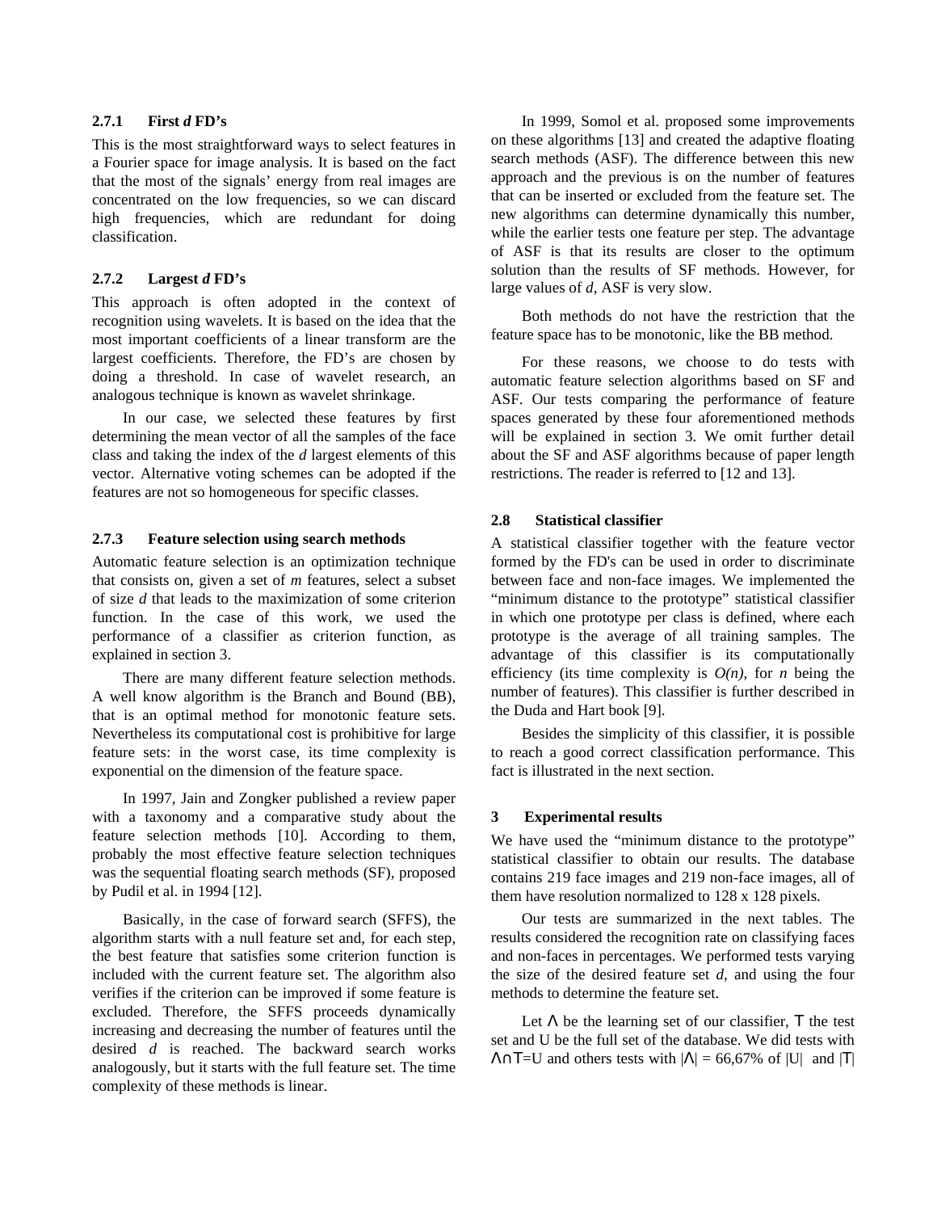### 2.7.1 First *d* FD's

This is the most straightforward ways to select features in a Fourier space for image analysis. It is based on the fact that the most of the signals' energy from real images are concentrated on the low frequencies, so we can discard high frequencies, which are redundant for doing classification.

### 2.7.2 Largest *d* FD's

This approach is often adopted in the context of recognition using wavelets. It is based on the idea that the most important coefficients of a linear transform are the largest coefficients. Therefore, the FD's are chosen by doing a threshold. In case of wavelet research, an analogous technique is known as wavelet shrinkage.

In our case, we selected these features by first determining the mean vector of all the samples of the face class and taking the index of the *d* largest elements of this vector. Alternative voting schemes can be adopted if the features are not so homogeneous for specific classes.

### 2.7.3 Feature selection using search methods

Automatic feature selection is an optimization technique that consists on, given a set of *m* features, select a subset of size *d* that leads to the maximization of some criterion function. In the case of this work, we used the performance of a classifier as criterion function, as explained in section 3.

There are many different feature selection methods. A well know algorithm is the Branch and Bound (BB), that is an optimal method for monotonic feature sets. Nevertheless its computational cost is prohibitive for large feature sets: in the worst case, its time complexity is exponential on the dimension of the feature space.

In 1997, Jain and Zongker published a review paper with a taxonomy and a comparative study about the feature selection methods [10]. According to them, probably the most effective feature selection techniques was the sequential floating search methods (SF), proposed by Pudil et al. in 1994 [12].

Basically, in the case of forward search (SFFS), the algorithm starts with a null feature set and, for each step, the best feature that satisfies some criterion function is included with the current feature set. The algorithm also verifies if the criterion can be improved if some feature is excluded. Therefore, the SFFS proceeds dynamically increasing and decreasing the number of features until the desired *d* is reached. The backward search works analogously, but it starts with the full feature set. The time complexity of these methods is linear.

In 1999, Somol et al. proposed some improvements on these algorithms [13] and created the adaptive floating search methods (ASF). The difference between this new approach and the previous is on the number of features that can be inserted or excluded from the feature set. The new algorithms can determine dynamically this number, while the earlier tests one feature per step. The advantage of ASF is that its results are closer to the optimum solution than the results of SF methods. However, for large values of *d*, ASF is very slow.

Both methods do not have the restriction that the feature space has to be monotonic, like the BB method.

For these reasons, we choose to do tests with automatic feature selection algorithms based on SF and ASF. Our tests comparing the performance of feature spaces generated by these four aforementioned methods will be explained in section 3. We omit further detail about the SF and ASF algorithms because of paper length restrictions. The reader is referred to [12 and 13].

## 2.8 Statistical classifier

A statistical classifier together with the feature vector formed by the FD's can be used in order to discriminate between face and non-face images. We implemented the "minimum distance to the prototype" statistical classifier in which one prototype per class is defined, where each prototype is the average of all training samples. The advantage of this classifier is its computationally efficiency (its time complexity is $O(n)$, for $n$ being the number of features). This classifier is further described in the Duda and Hart book [9].

Besides the simplicity of this classifier, it is possible to reach a good correct classification performance. This fact is illustrated in the next section.

# 3 Experimental results

We have used the "minimum distance to the prototype" statistical classifier to obtain our results. The database contains 219 face images and 219 non-face images, all of them have resolution normalized to 128 x 128 pixels.

Our tests are summarized in the next tables. The results considered the recognition rate on classifying faces and non-faces in percentages. We performed tests varying the size of the desired feature set *d*, and using the four methods to determine the feature set.

Let $\Lambda$ be the learning set of our classifier, $\mathrm{T}$ the test set and U be the full set of the database. We did tests with $\Lambda \cap \mathrm{T} = \mathrm{U}$ and others tests with $|\Lambda|$ = 66,67% of $|\mathrm{U}|$ and $|\mathrm{T}|$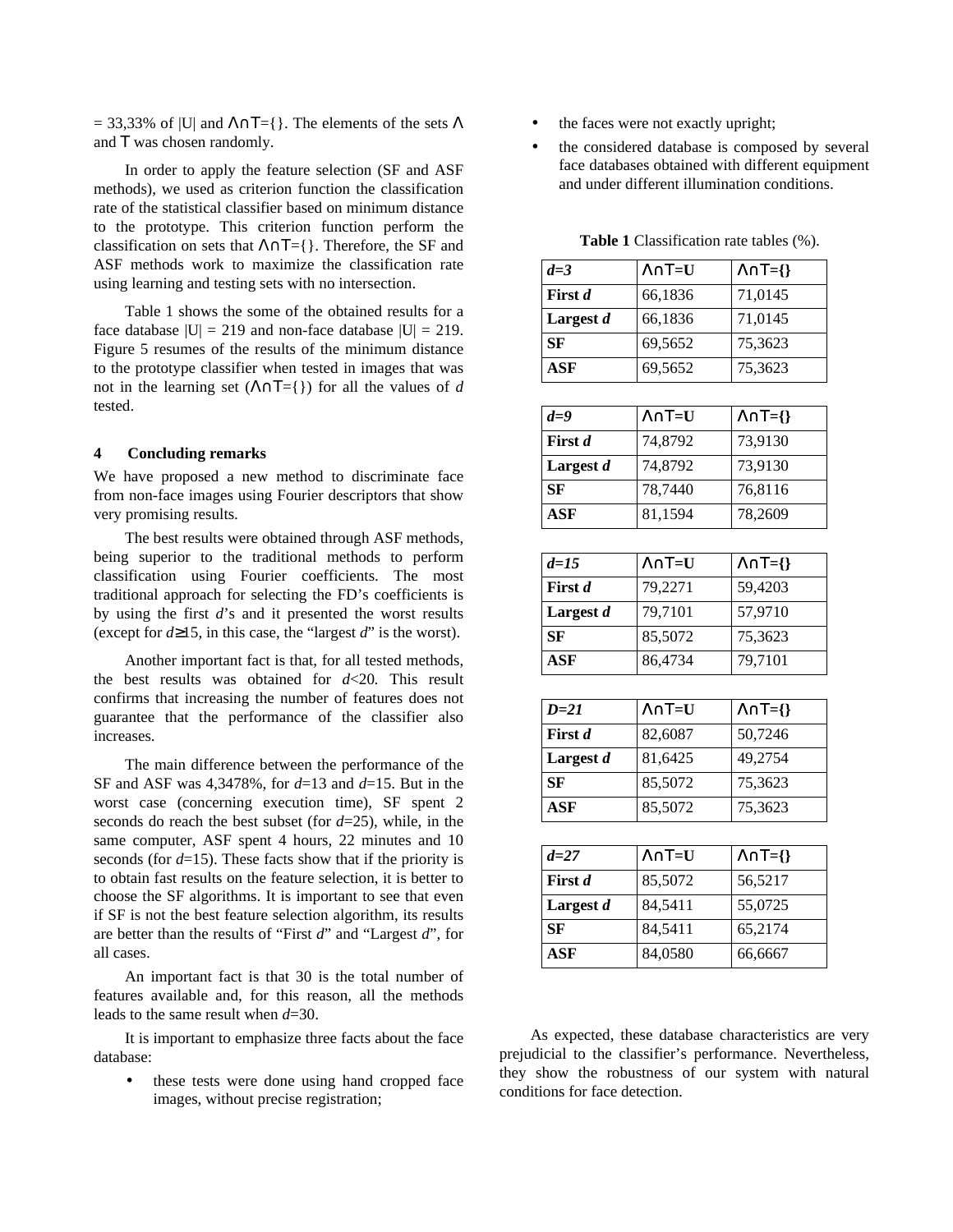= 33,33% of |U| and $\Lambda \cap \mathrm{T}=\{\}$. The elements of the sets $\Lambda$ and $\mathrm{T}$ was chosen randomly.

In order to apply the feature selection (SF and ASF methods), we used as criterion function the classification rate of the statistical classifier based on minimum distance to the prototype. This criterion function perform the classification on sets that $\Lambda \cap \mathrm{T}=\{\}$. Therefore, the SF and ASF methods work to maximize the classification rate using learning and testing sets with no intersection.

Table 1 shows the some of the obtained results for a face database |U| = 219 and non-face database |U| = 219. Figure 5 resumes of the results of the minimum distance to the prototype classifier when tested in images that was not in the learning set ($\Lambda \cap \mathrm{T}=\{\}$) for all the values of *d* tested.

## 4 Concluding remarks

We have proposed a new method to discriminate face from non-face images using Fourier descriptors that show very promising results.

The best results were obtained through ASF methods, being superior to the traditional methods to perform classification using Fourier coefficients. The most traditional approach for selecting the FD's coefficients is by using the first *d*'s and it presented the worst results (except for $d \geq 15$, in this case, the "largest *d*" is the worst).

Another important fact is that, for all tested methods, the best results was obtained for $d<20$. This result confirms that increasing the number of features does not guarantee that the performance of the classifier also increases.

The main difference between the performance of the SF and ASF was 4,3478%, for *d*=13 and *d*=15. But in the worst case (concerning execution time), SF spent 2 seconds do reach the best subset (for *d*=25), while, in the same computer, ASF spent 4 hours, 22 minutes and 10 seconds (for *d*=15). These facts show that if the priority is to obtain fast results on the feature selection, it is better to choose the SF algorithms. It is important to see that even if SF is not the best feature selection algorithm, its results are better than the results of "First *d*" and "Largest *d*", for all cases.

An important fact is that 30 is the total number of features available and, for this reason, all the methods leads to the same result when *d*=30.

It is important to emphasize three facts about the face database:

- these tests were done using hand cropped face images, without precise registration;
- the faces were not exactly upright;
- the considered database is composed by several face databases obtained with different equipment and under different illumination conditions.

**Table 1** Classification rate tables (%).

| ***d=3*** | **$\Lambda \cap \mathrm{T}$=U** | **$\Lambda \cap \mathrm{T}$={}** |
|---|---|---|
| **First *d*** | 66,1836 | 71,0145 |
| **Largest *d*** | 66,1836 | 71,0145 |
| **SF** | 69,5652 | 75,3623 |
| **ASF** | 69,5652 | 75,3623 |

| ***d=9*** | **$\Lambda \cap \mathrm{T}$=U** | **$\Lambda \cap \mathrm{T}$={}** |
|---|---|---|
| **First *d*** | 74,8792 | 73,9130 |
| **Largest *d*** | 74,8792 | 73,9130 |
| **SF** | 78,7440 | 76,8116 |
| **ASF** | 81,1594 | 78,2609 |

| ***d=15*** | **$\Lambda \cap \mathrm{T}$=U** | **$\Lambda \cap \mathrm{T}$={}** |
|---|---|---|
| **First *d*** | 79,2271 | 59,4203 |
| **Largest *d*** | 79,7101 | 57,9710 |
| **SF** | 85,5072 | 75,3623 |
| **ASF** | 86,4734 | 79,7101 |

| ***D=21*** | **$\Lambda \cap \mathrm{T}$=U** | **$\Lambda \cap \mathrm{T}$={}** |
|---|---|---|
| **First *d*** | 82,6087 | 50,7246 |
| **Largest *d*** | 81,6425 | 49,2754 |
| **SF** | 85,5072 | 75,3623 |
| **ASF** | 85,5072 | 75,3623 |

| ***d=27*** | **$\Lambda \cap \mathrm{T}$=U** | **$\Lambda \cap \mathrm{T}$={}** |
|---|---|---|
| **First *d*** | 85,5072 | 56,5217 |
| **Largest *d*** | 84,5411 | 55,0725 |
| **SF** | 84,5411 | 65,2174 |
| **ASF** | 84,0580 | 66,6667 |

As expected, these database characteristics are very prejudicial to the classifier's performance. Nevertheless, they show the robustness of our system with natural conditions for face detection.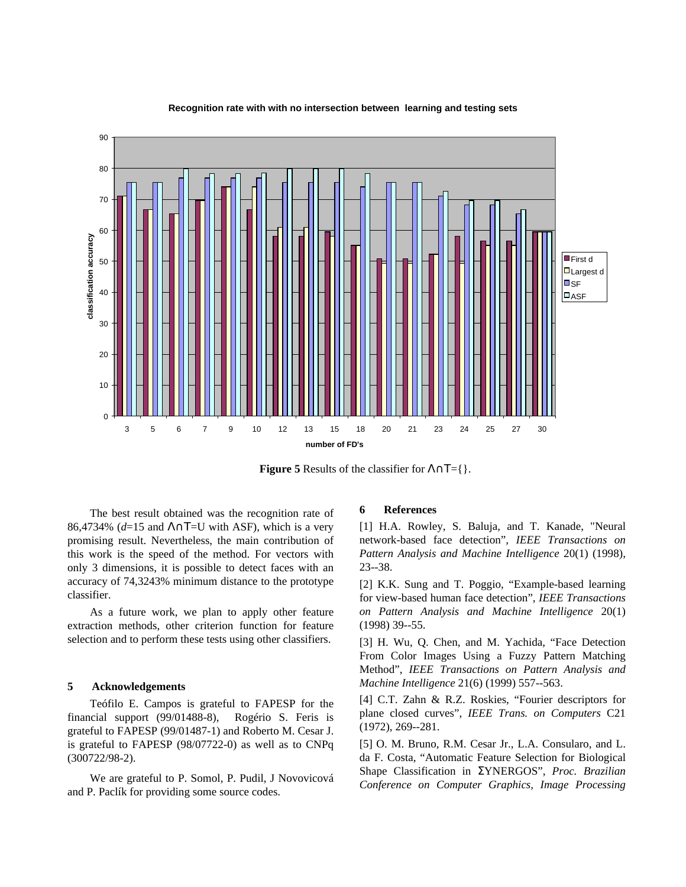**Figure 5** Results of the classifier for $\Lambda \cap T = \{\}$.

The best result obtained was the recognition rate of 86,4734% ($d$=15 and $\Lambda \cap T$=U with ASF), which is a very promising result. Nevertheless, the main contribution of this work is the speed of the method. For vectors with only 3 dimensions, it is possible to detect faces with an accuracy of 74,3243% minimum distance to the prototype classifier.

As a future work, we plan to apply other feature extraction methods, other criterion function for feature selection and to perform these tests using other classifiers.

## 5 Acknowledgements

Teófilo E. Campos is grateful to FAPESP for the financial support (99/01488-8), Rogério S. Feris is grateful to FAPESP (99/01487-1) and Roberto M. Cesar J. is grateful to FAPESP (98/07722-0) as well as to CNPq (300722/98-2).

We are grateful to P. Somol, P. Pudil, J Novovicová and P. Paclík for providing some source codes.

## 6 References

[1] H.A. Rowley, S. Baluja, and T. Kanade, "Neural network-based face detection", *IEEE Transactions on Pattern Analysis and Machine Intelligence* 20(1) (1998), 23--38.

[2] K.K. Sung and T. Poggio, "Example-based learning for view-based human face detection", *IEEE Transactions on Pattern Analysis and Machine Intelligence* 20(1) (1998) 39--55.

[3] H. Wu, Q. Chen, and M. Yachida, "Face Detection From Color Images Using a Fuzzy Pattern Matching Method", *IEEE Transactions on Pattern Analysis and Machine Intelligence* 21(6) (1999) 557--563.

[4] C.T. Zahn & R.Z. Roskies, "Fourier descriptors for plane closed curves", *IEEE Trans. on Computers* C21 (1972), 269--281.

[5] O. M. Bruno, R.M. Cesar Jr., L.A. Consularo, and L. da F. Costa, "Automatic Feature Selection for Biological Shape Classification in ΣYNERGOS", *Proc. Brazilian Conference on Computer Graphics, Image Processing*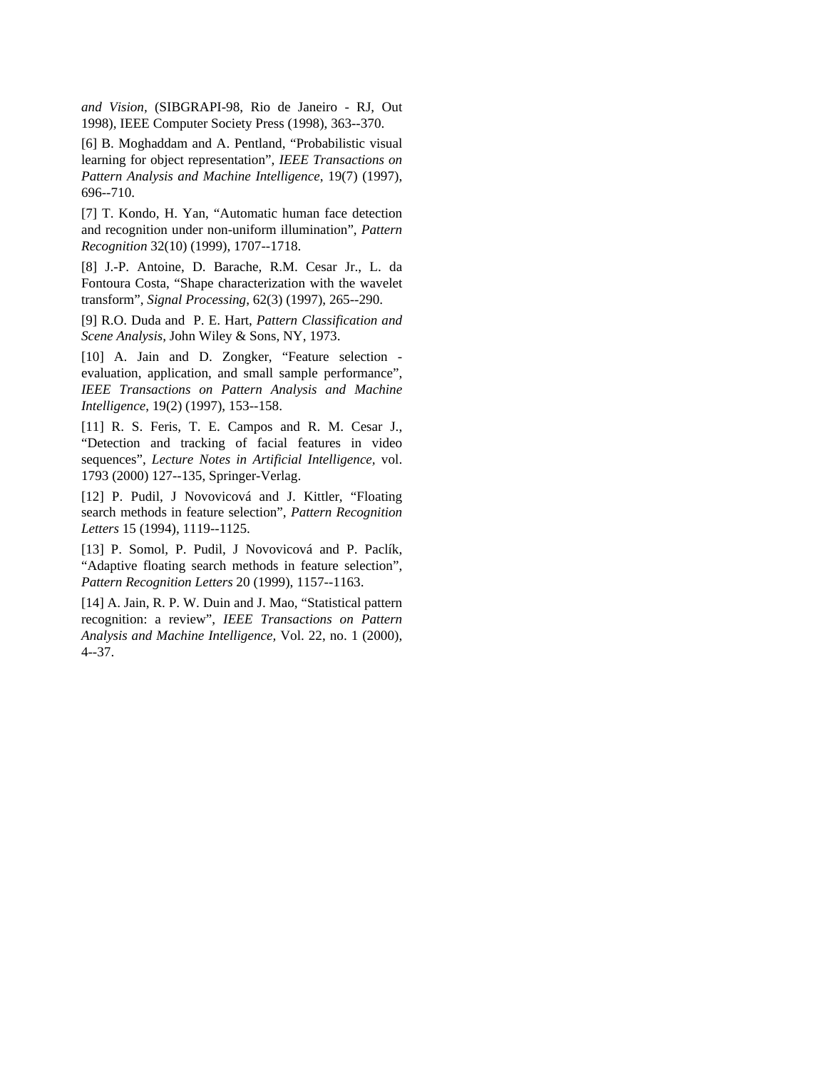*and Vision*, (SIBGRAPI-98, Rio de Janeiro - RJ, Out 1998), IEEE Computer Society Press (1998), 363--370.

[6] B. Moghaddam and A. Pentland, "Probabilistic visual learning for object representation", *IEEE Transactions on Pattern Analysis and Machine Intelligence*, 19(7) (1997), 696--710.

[7] T. Kondo, H. Yan, "Automatic human face detection and recognition under non-uniform illumination", *Pattern Recognition* 32(10) (1999), 1707--1718.

[8] J.-P. Antoine, D. Barache, R.M. Cesar Jr., L. da Fontoura Costa, "Shape characterization with the wavelet transform", *Signal Processing*, 62(3) (1997), 265--290.

[9] R.O. Duda and P. E. Hart, *Pattern Classification and Scene Analysis*, John Wiley & Sons, NY, 1973.

[10] A. Jain and D. Zongker, "Feature selection - evaluation, application, and small sample performance", *IEEE Transactions on Pattern Analysis and Machine Intelligence*, 19(2) (1997), 153--158.

[11] R. S. Feris, T. E. Campos and R. M. Cesar J., "Detection and tracking of facial features in video sequences", *Lecture Notes in Artificial Intelligence*, vol. 1793 (2000) 127--135, Springer-Verlag.

[12] P. Pudil, J Novovicová and J. Kittler, "Floating search methods in feature selection", *Pattern Recognition Letters* 15 (1994), 1119--1125.

[13] P. Somol, P. Pudil, J Novovicová and P. Paclík, "Adaptive floating search methods in feature selection", *Pattern Recognition Letters* 20 (1999), 1157--1163.

[14] A. Jain, R. P. W. Duin and J. Mao, "Statistical pattern recognition: a review", *IEEE Transactions on Pattern Analysis and Machine Intelligence*, Vol. 22, no. 1 (2000), 4--37.